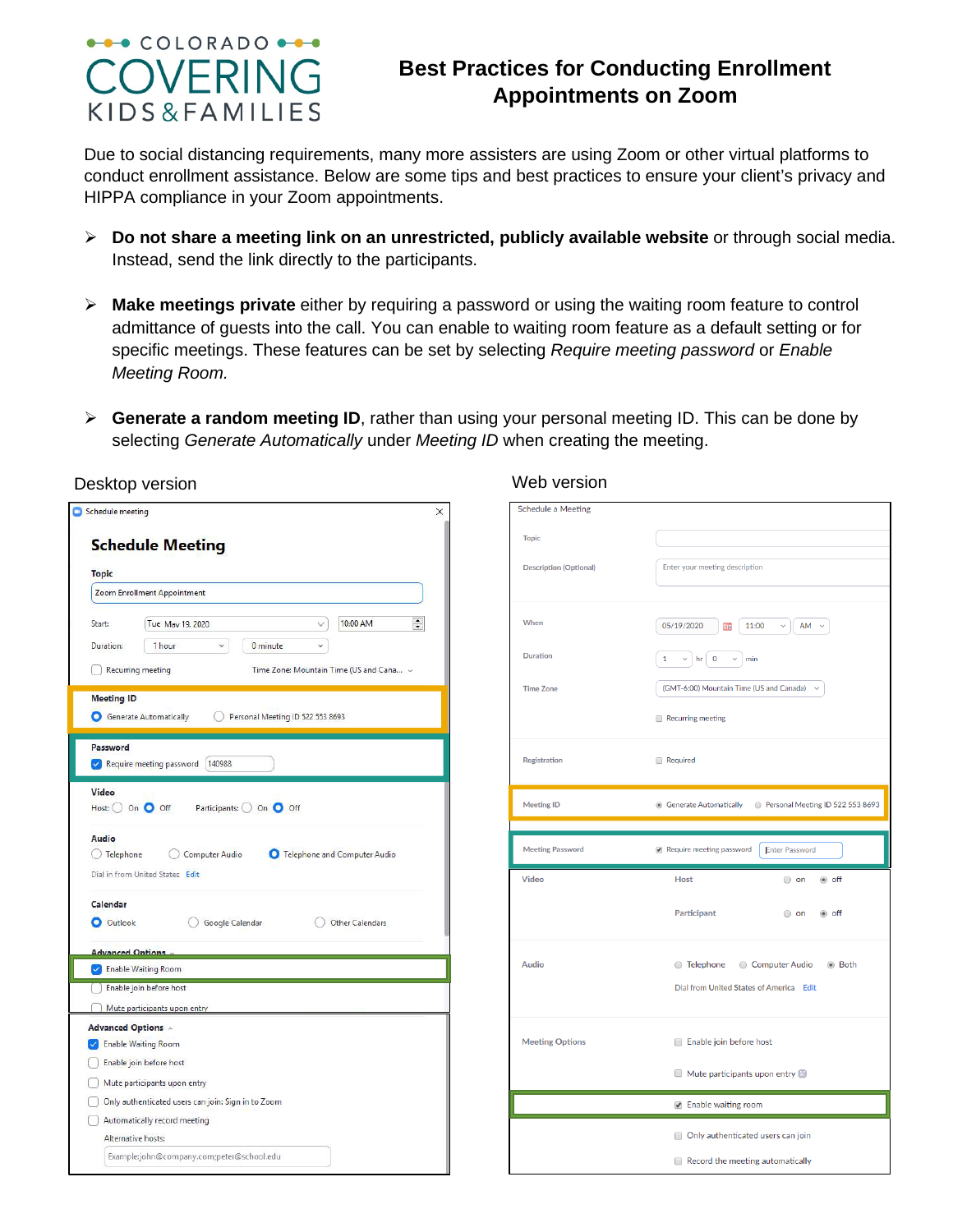COLORADO COVERING KIDS & FAMILIES

# Best Practices for Conducting Enrollment Appointments on Zoom

Due to social distancing requirements, many more assisters are using Zoom or other virtual platforms to conduct enrollment assistance. Below are some tips and best practices to ensure your client's privacy and HIPPA compliance in your Zoom appointments.

- **Do not share a meeting link on an unrestricted, publicly available website** or through social media. Instead, send the link directly to the participants.

- **Make meetings private** either by requiring a password or using the waiting room feature to control admittance of guests into the call. You can enable to waiting room feature as a default setting or for specific meetings. These features can be set by selecting *Require meeting password* or *Enable Meeting Room.*

- **Generate a random meeting ID**, rather than using your personal meeting ID. This can be done by selecting *Generate Automatically* under *Meeting ID* when creating the meeting.

Desktop version

Web version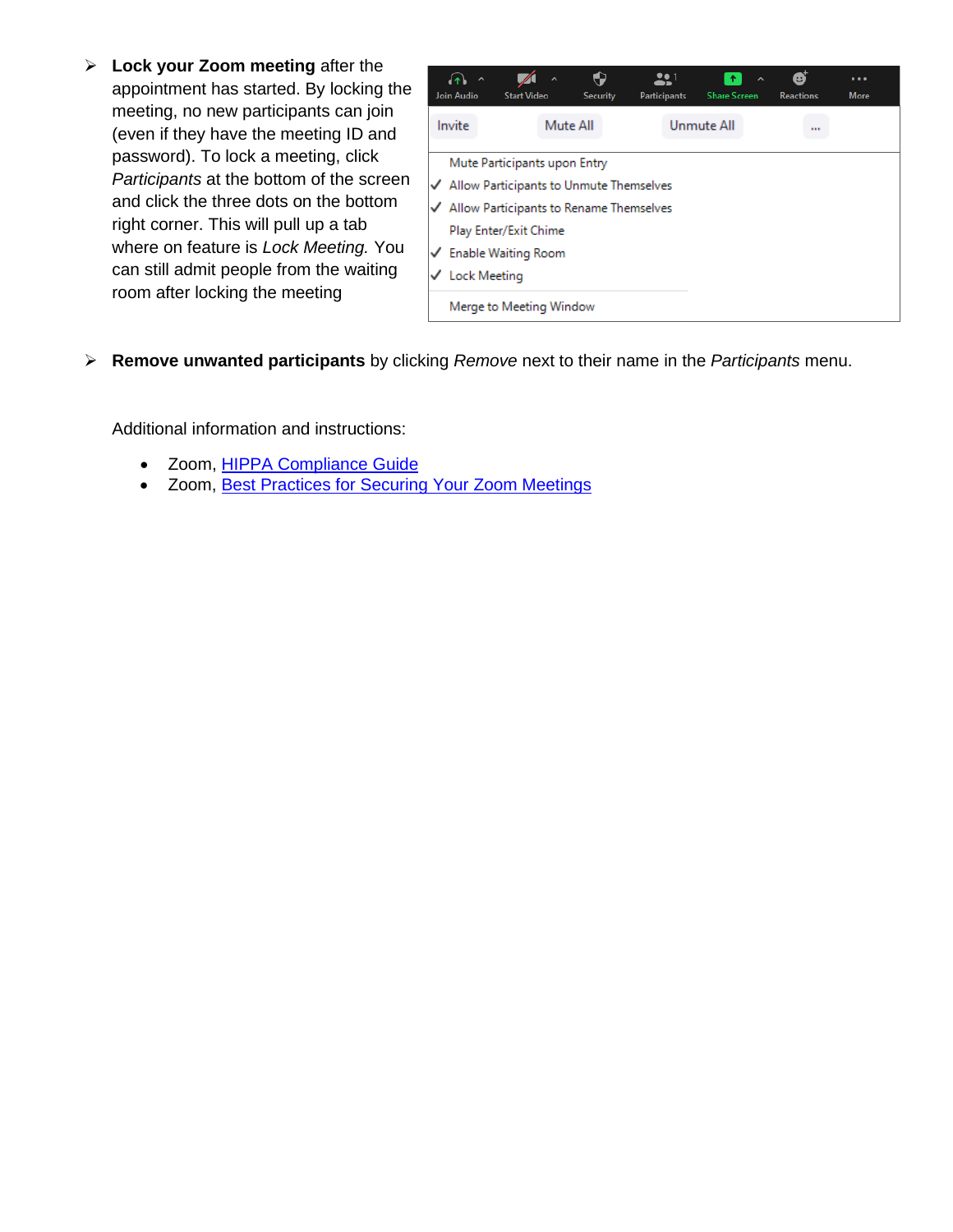- **Lock your Zoom meeting** after the appointment has started. By locking the meeting, no new participants can join (even if they have the meeting ID and password). To lock a meeting, click *Participants* at the bottom of the screen and click the three dots on the bottom right corner. This will pull up a tab where on feature is *Lock Meeting.* You can still admit people from the waiting room after locking the meeting

- **Remove unwanted participants** by clicking *Remove* next to their name in the *Participants* menu.

Additional information and instructions:

- Zoom, HIPPA Compliance Guide
- Zoom, Best Practices for Securing Your Zoom Meetings